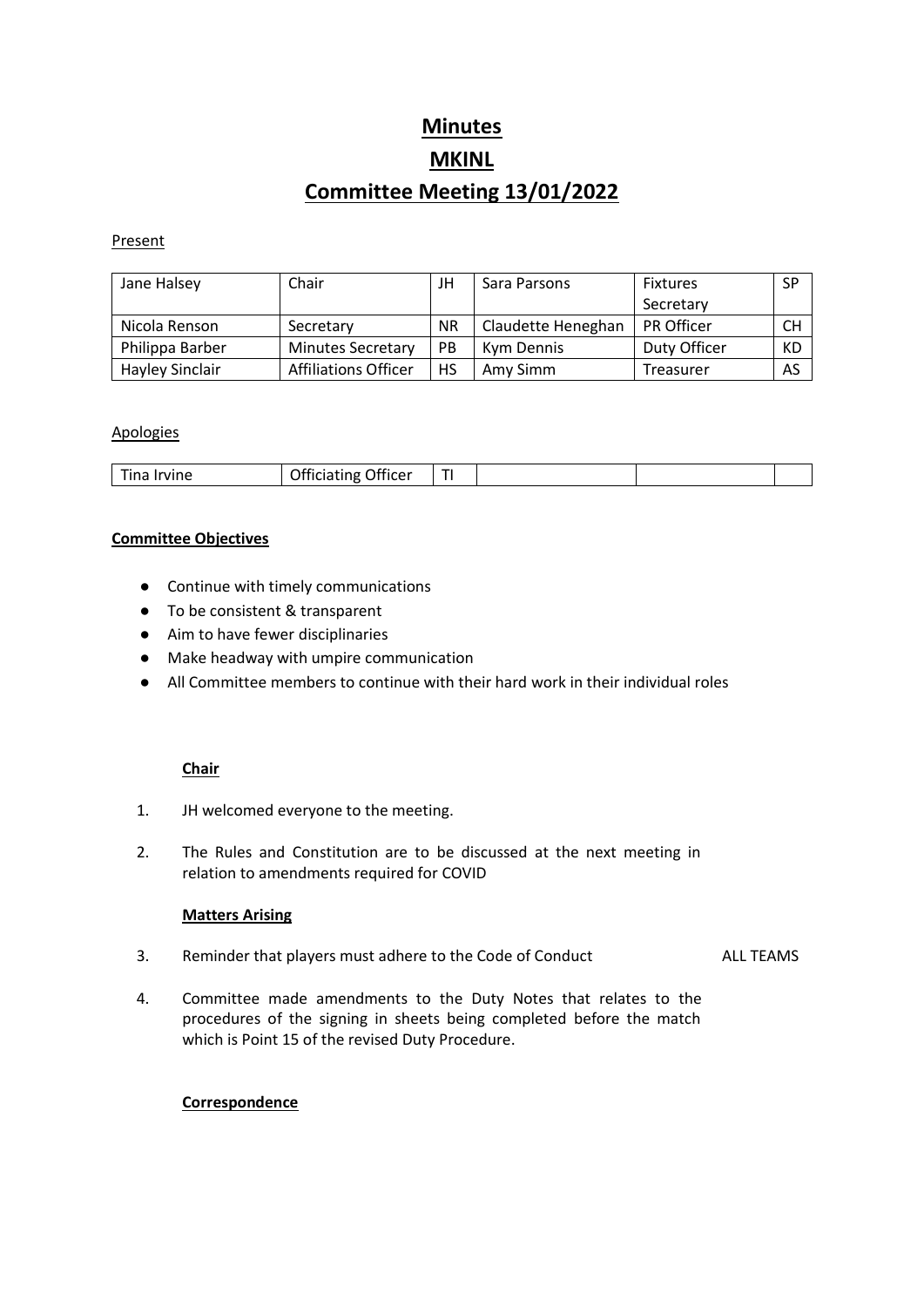# Minutes

# MKINL

# Committee Meeting 13/01/2022

Present

| | | | | | |
|---|---|---|---|---|---|
| Jane Halsey | Chair | JH | Sara Parsons | Fixtures Secretary | SP |
| Nicola Renson | Secretary | NR | Claudette Heneghan | PR Officer | CH |
| Philippa Barber | Minutes Secretary | PB | Kym Dennis | Duty Officer | KD |
| Hayley Sinclair | Affiliations Officer | HS | Amy Simm | Treasurer | AS |

Apologies

| | | | | | |
|---|---|---|---|---|---|
| Tina Irvine | Officiating Officer | TI | | | |

**Committee Objectives**

- Continue with timely communications
- To be consistent & transparent
- Aim to have fewer disciplinaries
- Make headway with umpire communication
- All Committee members to continue with their hard work in their individual roles

**Chair**

1. JH welcomed everyone to the meeting.

2. The Rules and Constitution are to be discussed at the next meeting in relation to amendments required for COVID

**Matters Arising**

3. Reminder that players must adhere to the Code of Conduct — ALL TEAMS

4. Committee made amendments to the Duty Notes that relates to the procedures of the signing in sheets being completed before the match which is Point 15 of the revised Duty Procedure.

**Correspondence**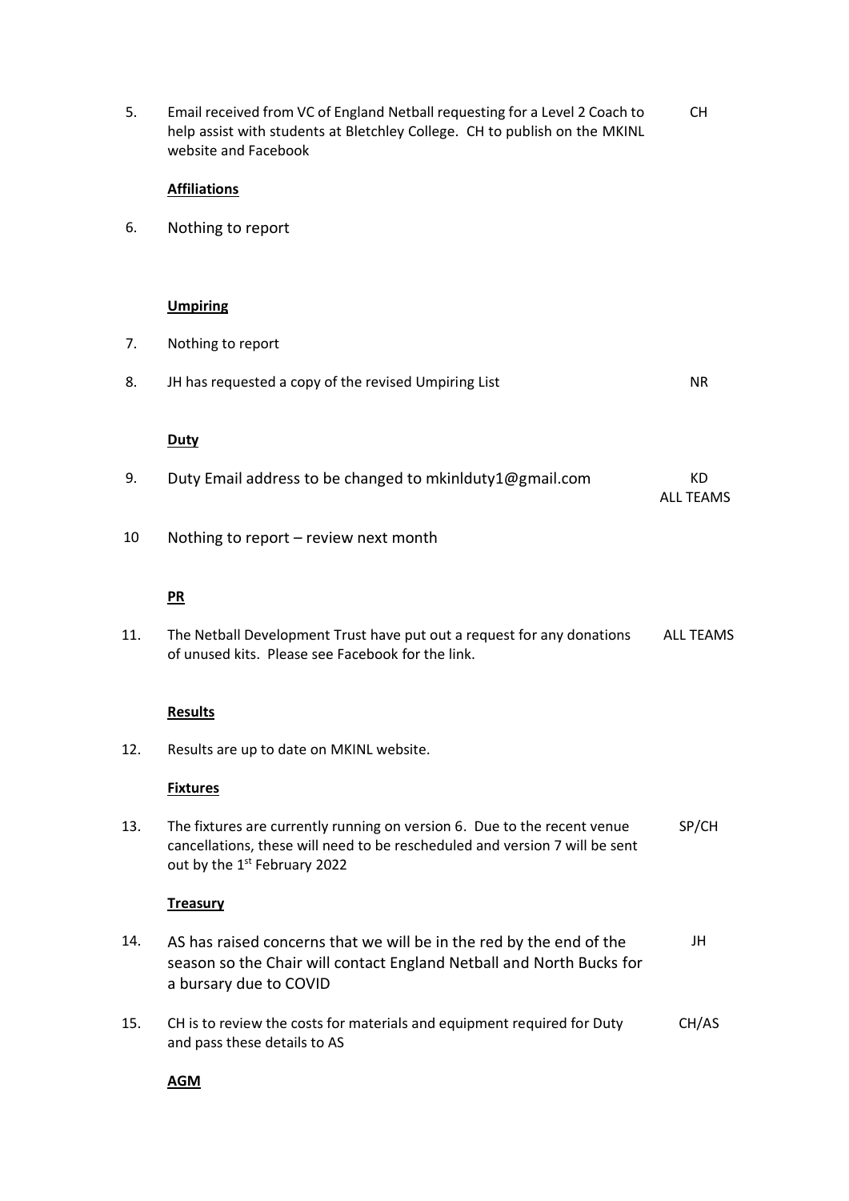| | | |
|---|---|---|
| 5. | Email received from VC of England Netball requesting for a Level 2 Coach to help assist with students at Bletchley College. CH to publish on the MKINL website and Facebook | CH |
| | **Affiliations** | |
| 6. | Nothing to report | |
| | **Umpiring** | |
| 7. | Nothing to report | |
| 8. | JH has requested a copy of the revised Umpiring List | NR |
| | **Duty** | |
| 9. | Duty Email address to be changed to mkinlduty1@gmail.com | KD ALL TEAMS |
| 10 | Nothing to report – review next month | |
| | **PR** | |
| 11. | The Netball Development Trust have put out a request for any donations of unused kits. Please see Facebook for the link. | ALL TEAMS |
| | **Results** | |
| 12. | Results are up to date on MKINL website. | |
| | **Fixtures** | |
| 13. | The fixtures are currently running on version 6. Due to the recent venue cancellations, these will need to be rescheduled and version 7 will be sent out by the 1st February 2022 | SP/CH |
| | **Treasury** | |
| 14. | AS has raised concerns that we will be in the red by the end of the season so the Chair will contact England Netball and North Bucks for a bursary due to COVID | JH |
| 15. | CH is to review the costs for materials and equipment required for Duty and pass these details to AS | CH/AS |
| | **AGM** | |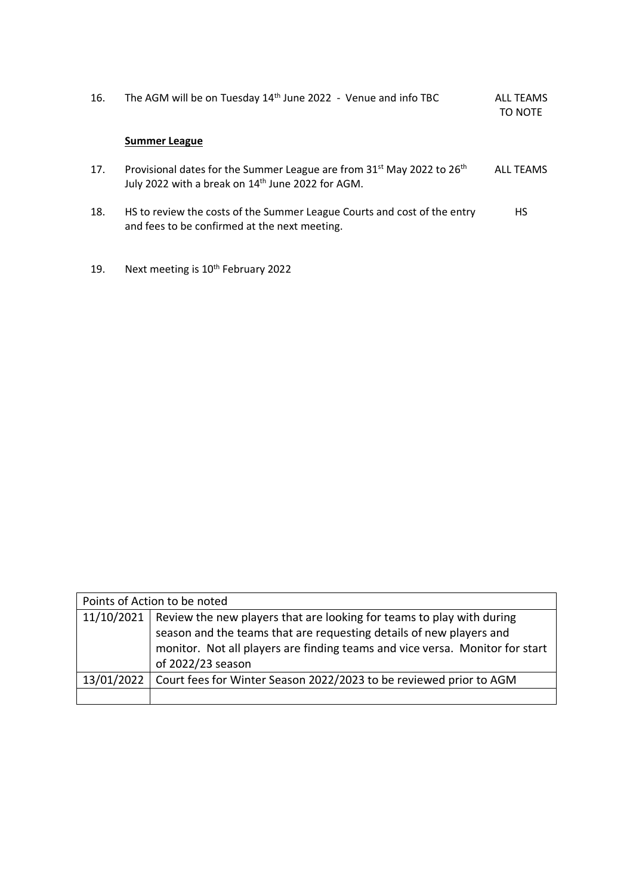16. The AGM will be on Tuesday 14th June 2022 - Venue and info TBC — ALL TEAMS TO NOTE

**Summer League**

17. Provisional dates for the Summer League are from 31st May 2022 to 26th July 2022 with a break on 14th June 2022 for AGM. — ALL TEAMS

18. HS to review the costs of the Summer League Courts and cost of the entry and fees to be confirmed at the next meeting. — HS

19. Next meeting is 10th February 2022

| Points of Action to be noted | |
|---|---|
| 11/10/2021 | Review the new players that are looking for teams to play with during season and the teams that are requesting details of new players and monitor. Not all players are finding teams and vice versa. Monitor for start of 2022/23 season |
| 13/01/2022 | Court fees for Winter Season 2022/2023 to be reviewed prior to AGM |
| | |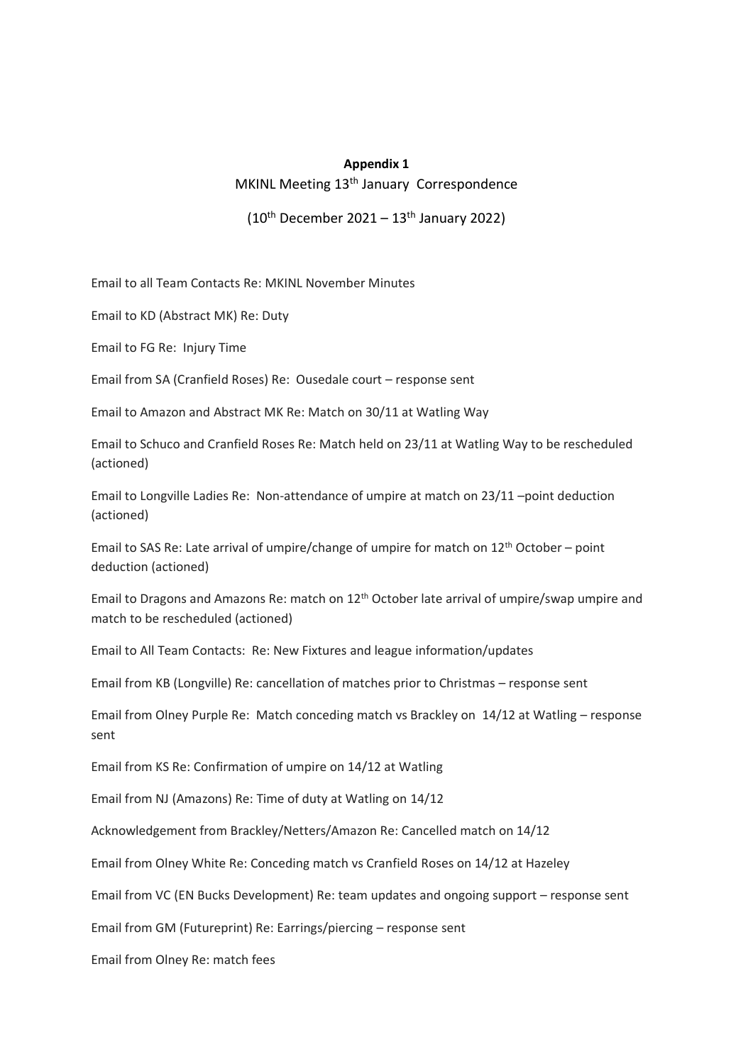**Appendix 1**

MKINL Meeting 13th January Correspondence

(10th December 2021 – 13th January 2022)

Email to all Team Contacts Re: MKINL November Minutes

Email to KD (Abstract MK) Re: Duty

Email to FG Re: Injury Time

Email from SA (Cranfield Roses) Re: Ousedale court – response sent

Email to Amazon and Abstract MK Re: Match on 30/11 at Watling Way

Email to Schuco and Cranfield Roses Re: Match held on 23/11 at Watling Way to be rescheduled (actioned)

Email to Longville Ladies Re: Non-attendance of umpire at match on 23/11 –point deduction (actioned)

Email to SAS Re: Late arrival of umpire/change of umpire for match on 12th October – point deduction (actioned)

Email to Dragons and Amazons Re: match on 12th October late arrival of umpire/swap umpire and match to be rescheduled (actioned)

Email to All Team Contacts: Re: New Fixtures and league information/updates

Email from KB (Longville) Re: cancellation of matches prior to Christmas – response sent

Email from Olney Purple Re: Match conceding match vs Brackley on 14/12 at Watling – response sent

Email from KS Re: Confirmation of umpire on 14/12 at Watling

Email from NJ (Amazons) Re: Time of duty at Watling on 14/12

Acknowledgement from Brackley/Netters/Amazon Re: Cancelled match on 14/12

Email from Olney White Re: Conceding match vs Cranfield Roses on 14/12 at Hazeley

Email from VC (EN Bucks Development) Re: team updates and ongoing support – response sent

Email from GM (Futureprint) Re: Earrings/piercing – response sent

Email from Olney Re: match fees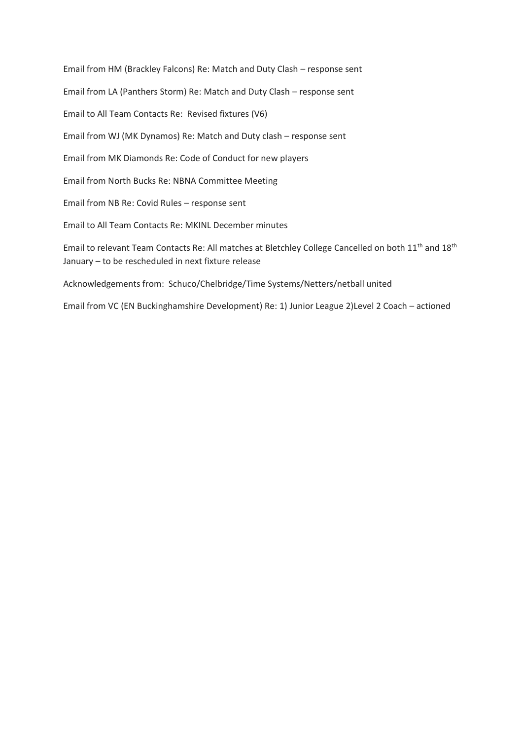Email from HM (Brackley Falcons) Re: Match and Duty Clash – response sent

Email from LA (Panthers Storm) Re: Match and Duty Clash – response sent

Email to All Team Contacts Re: Revised fixtures (V6)

Email from WJ (MK Dynamos) Re: Match and Duty clash – response sent

Email from MK Diamonds Re: Code of Conduct for new players

Email from North Bucks Re: NBNA Committee Meeting

Email from NB Re: Covid Rules – response sent

Email to All Team Contacts Re: MKINL December minutes

Email to relevant Team Contacts Re: All matches at Bletchley College Cancelled on both 11th and 18th January – to be rescheduled in next fixture release

Acknowledgements from: Schuco/Chelbridge/Time Systems/Netters/netball united

Email from VC (EN Buckinghamshire Development) Re: 1) Junior League 2)Level 2 Coach – actioned